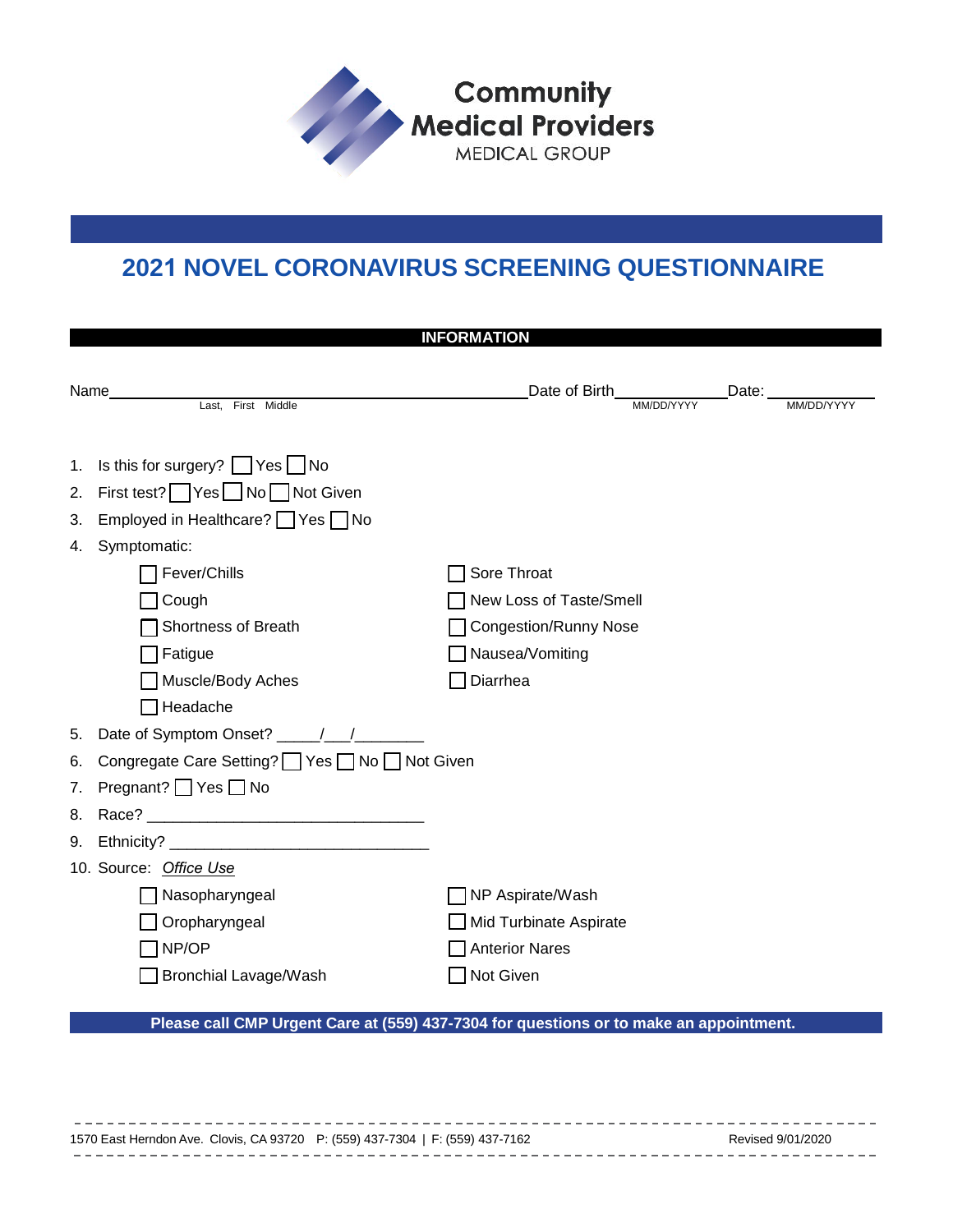**Community Medical Providers**
MEDICAL GROUP

# 2021 NOVEL CORONAVIRUS SCREENING QUESTIONNAIRE

## INFORMATION

Name\_\_\_\_\_\_\_\_\_\_\_\_\_\_\_\_\_\_\_\_\_\_\_\_\_\_\_\_\_\_\_\_\_\_\_\_\_\_\_\_ Date of Birth\_\_\_\_\_\_\_\_\_\_\_\_ Date: \_\_\_\_\_\_\_\_\_\_\_\_
Last, First Middle — MM/DD/YYYY — MM/DD/YYYY

1. Is this for surgery? ☐ Yes ☐ No
2. First test? ☐ Yes ☐ No ☐ Not Given
3. Employed in Healthcare? ☐ Yes ☐ No
4. Symptomatic:
   - ☐ Fever/Chills
   - ☐ Cough
   - ☐ Shortness of Breath
   - ☐ Fatigue
   - ☐ Muscle/Body Aches
   - ☐ Headache
   - ☐ Sore Throat
   - ☐ New Loss of Taste/Smell
   - ☐ Congestion/Runny Nose
   - ☐ Nausea/Vomiting
   - ☐ Diarrhea
5. Date of Symptom Onset? \_\_\_\_\_/\_\_\_/\_\_\_\_\_\_\_\_
6. Congregate Care Setting? ☐ Yes ☐ No ☐ Not Given
7. Pregnant? ☐ Yes ☐ No
8. Race? \_\_\_\_\_\_\_\_\_\_\_\_\_\_\_\_\_\_\_\_\_\_\_\_\_\_\_\_\_\_\_\_
9. Ethnicity? \_\_\_\_\_\_\_\_\_\_\_\_\_\_\_\_\_\_\_\_\_\_\_\_\_\_\_\_\_\_
10. Source: *Office Use*
    - ☐ Nasopharyngeal
    - ☐ Oropharyngeal
    - ☐ NP/OP
    - ☐ Bronchial Lavage/Wash
    - ☐ NP Aspirate/Wash
    - ☐ Mid Turbinate Aspirate
    - ☐ Anterior Nares
    - ☐ Not Given

**Please call CMP Urgent Care at (559) 437-7304 for questions or to make an appointment.**

1570 East Herndon Ave. Clovis, CA 93720 P: (559) 437-7304 | F: (559) 437-7162 Revised 9/01/2020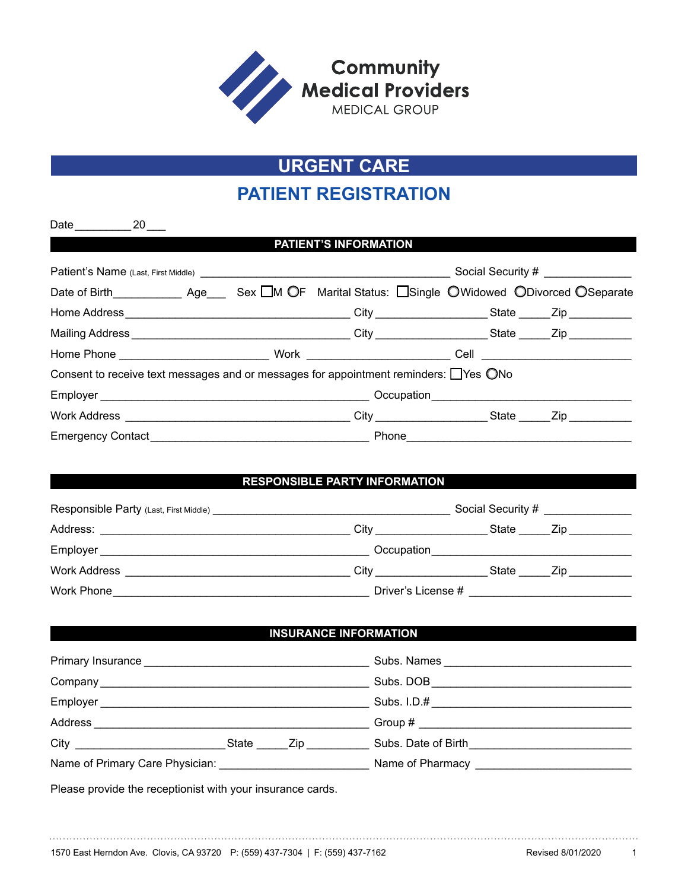Community Medical Providers
MEDICAL GROUP

# URGENT CARE

## PATIENT REGISTRATION

Date_________ 20___

### PATIENT'S INFORMATION

Patient's Name (Last, First Middle) ______________________________________ Social Security # _____________

Date of Birth___________ Age___ Sex ☐M ◯F Marital Status: ☐Single ◯Widowed ◯Divorced ◯Separate

Home Address __________________________________ City _________________ State _____Zip __________

Mailing Address _________________________________ City _________________ State _____Zip __________

Home Phone _______________________ Work _____________________ Cell _______________________

Consent to receive text messages and or messages for appointment reminders: ☐Yes ◯No

Employer __________________________________________ Occupation_______________________________

Work Address __________________________________ City _________________ State _____Zip __________

Emergency Contact__________________________________ Phone__________________________________

### RESPONSIBLE PARTY INFORMATION

Responsible Party (Last, First Middle) ____________________________________ Social Security # _____________

Address: ______________________________________ City _________________ State _____Zip __________

Employer __________________________________________ Occupation_______________________________

Work Address __________________________________ City _________________ State _____Zip __________

Work Phone_______________________________________ Driver's License # _________________________

### INSURANCE INFORMATION

Primary Insurance __________________________________ Subs. Names _____________________________

Company __________________________________________ Subs. DOB ______________________________

Employer __________________________________________ Subs. I.D.# ______________________________

Address ___________________________________________ Group # _________________________________

City _______________________ State _____Zip __________ Subs. Date of Birth________________________

Name of Primary Care Physician: _______________________ Name of Pharmacy _________________________

Please provide the receptionist with your insurance cards.

1570 East Herndon Ave. Clovis, CA 93720 P: (559) 437-7304 | F: (559) 437-7162 Revised 8/01/2020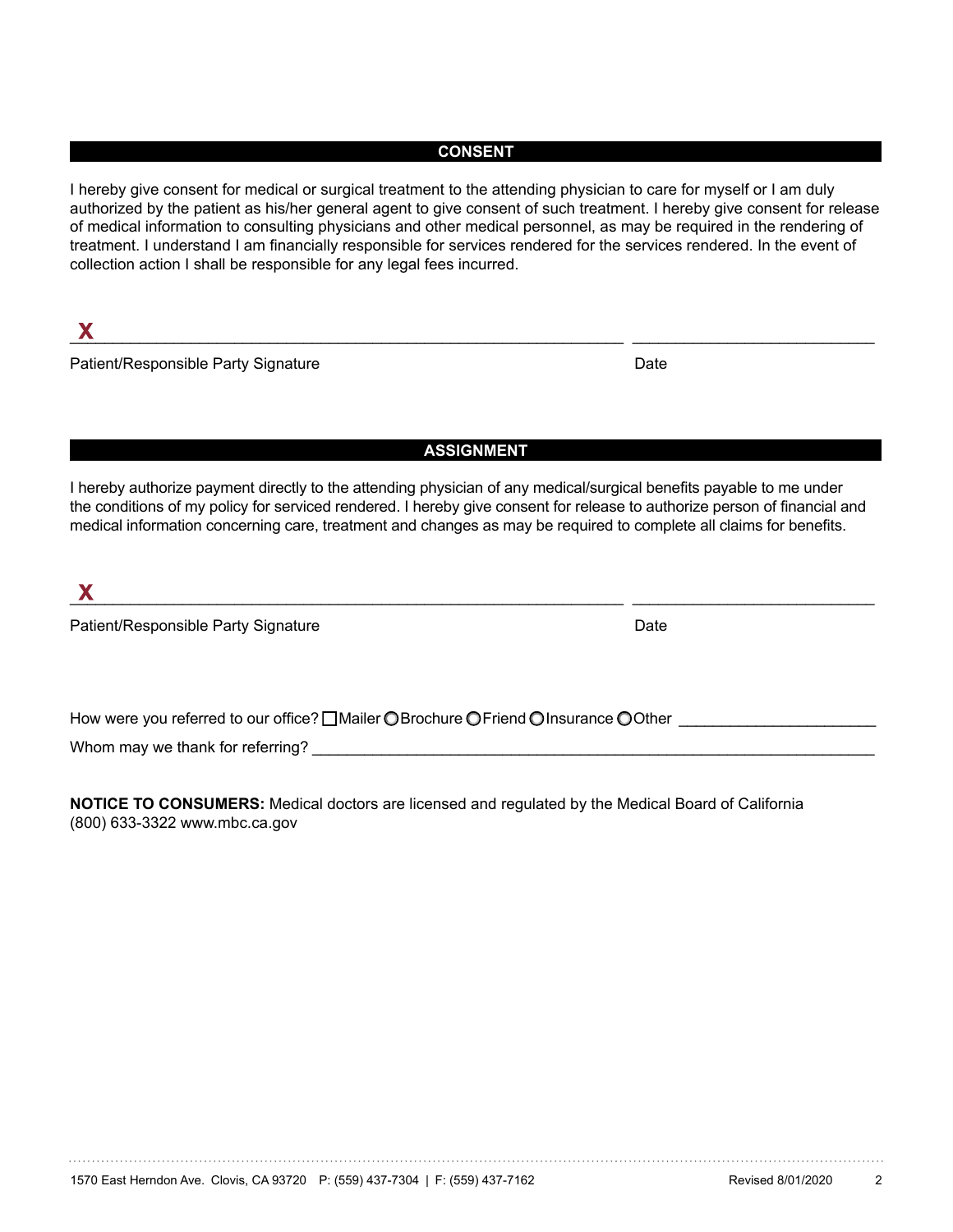## CONSENT

I hereby give consent for medical or surgical treatment to the attending physician to care for myself or I am duly authorized by the patient as his/her general agent to give consent of such treatment. I hereby give consent for release of medical information to consulting physicians and other medical personnel, as may be required in the rendering of treatment. I understand I am financially responsible for services rendered for the services rendered. In the event of collection action I shall be responsible for any legal fees incurred.

**X** ____________________________________________________________ ___________________________

Patient/Responsible Party Signature Date

## ASSIGNMENT

I hereby authorize payment directly to the attending physician of any medical/surgical benefits payable to me under the conditions of my policy for serviced rendered. I hereby give consent for release to authorize person of financial and medical information concerning care, treatment and changes as may be required to complete all claims for benefits.

**X** ____________________________________________________________ ___________________________

Patient/Responsible Party Signature Date

How were you referred to our office? ☐ Mailer ◯ Brochure ◯ Friend ◯ Insurance ◯ Other ______________________

Whom may we thank for referring? ____________________________________________________________________

**NOTICE TO CONSUMERS:** Medical doctors are licensed and regulated by the Medical Board of California (800) 633-3322 www.mbc.ca.gov

1570 East Herndon Ave. Clovis, CA 93720 P: (559) 437-7304 | F: (559) 437-7162 Revised 8/01/2020